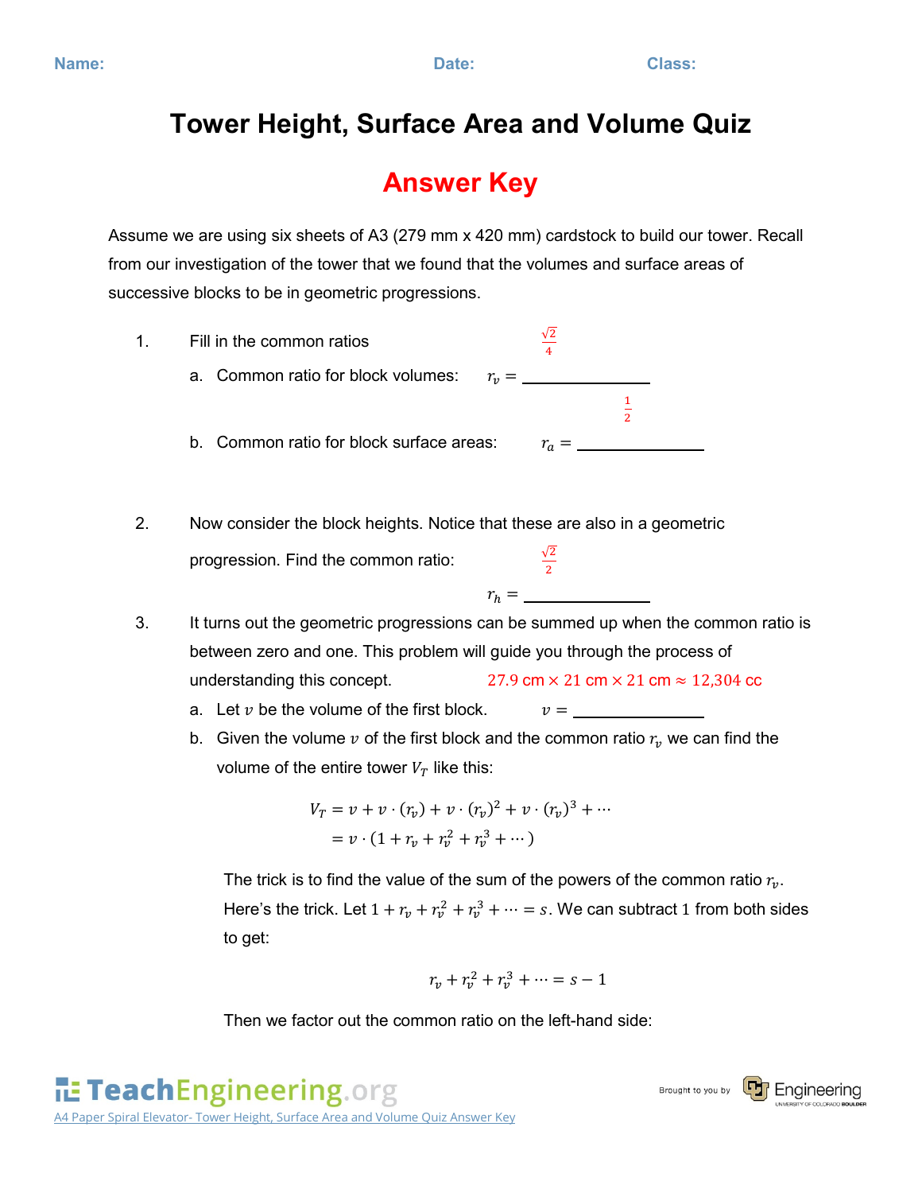Name: Date: Class:

# Tower Height, Surface Area and Volume Quiz

## Answer Key

Assume we are using six sheets of A3 (279 mm x 420 mm) cardstock to build our tower. Recall from our investigation of the tower that we found that the volumes and surface areas of successive blocks to be in geometric progressions.

1. Fill in the common ratios
   a. Common ratio for block volumes: $r_v = \frac{\sqrt{2}}{4}$
   b. Common ratio for block surface areas: $r_a = \frac{1}{2}$

2. Now consider the block heights. Notice that these are also in a geometric progression. Find the common ratio: $r_h = \frac{\sqrt{2}}{2}$

3. It turns out the geometric progressions can be summed up when the common ratio is between zero and one. This problem will guide you through the process of understanding this concept.
   a. Let $v$ be the volume of the first block. $v = 27.9 \text{ cm} \times 21 \text{ cm} \times 21 \text{ cm} \approx 12{,}304 \text{ cc}$
   b. Given the volume $v$ of the first block and the common ratio $r_v$ we can find the volume of the entire tower $V_T$ like this:

$$V_T = v + v \cdot (r_v) + v \cdot (r_v)^2 + v \cdot (r_v)^3 + \cdots$$
$$= v \cdot (1 + r_v + r_v^2 + r_v^3 + \cdots)$$

The trick is to find the value of the sum of the powers of the common ratio $r_v$. Here's the trick. Let $1 + r_v + r_v^2 + r_v^3 + \cdots = s$. We can subtract 1 from both sides to get:

$$r_v + r_v^2 + r_v^3 + \cdots = s - 1$$

Then we factor out the common ratio on the left-hand side: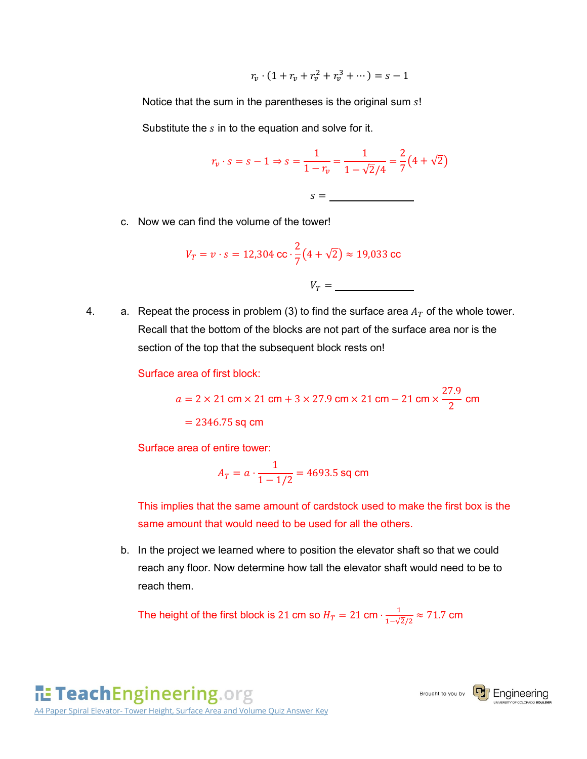$$r_v \cdot (1 + r_v + r_v^2 + r_v^3 + \cdots) = s - 1$$

Notice that the sum in the parentheses is the original sum $s$!

Substitute the $s$ in to the equation and solve for it.

$$r_v \cdot s = s - 1 \Rightarrow s = \frac{1}{1 - r_v} = \frac{1}{1 - \sqrt{2}/4} = \frac{2}{7}\left(4 + \sqrt{2}\right)$$

$s =$ ______________

c. Now we can find the volume of the tower!

$$V_T = v \cdot s = 12{,}304 \text{ cc} \cdot \frac{2}{7}\left(4 + \sqrt{2}\right) \approx 19{,}033 \text{ cc}$$

$V_T =$ ______________

4. a. Repeat the process in problem (3) to find the surface area $A_T$ of the whole tower. Recall that the bottom of the blocks are not part of the surface area nor is the section of the top that the subsequent block rests on!

Surface area of first block:

$$a = 2 \times 21 \text{ cm} \times 21 \text{ cm} + 3 \times 27.9 \text{ cm} \times 21 \text{ cm} - 21 \text{ cm} \times \frac{27.9}{2} \text{ cm}$$
$$= 2346.75 \text{ sq cm}$$

Surface area of entire tower:

$$A_T = a \cdot \frac{1}{1 - 1/2} = 4693.5 \text{ sq cm}$$

This implies that the same amount of cardstock used to make the first box is the same amount that would need to be used for all the others.

b. In the project we learned where to position the elevator shaft so that we could reach any floor. Now determine how tall the elevator shaft would need to be to reach them.

The height of the first block is 21 cm so $H_T = 21 \text{ cm} \cdot \frac{1}{1 - \sqrt{2}/2} \approx 71.7 \text{ cm}$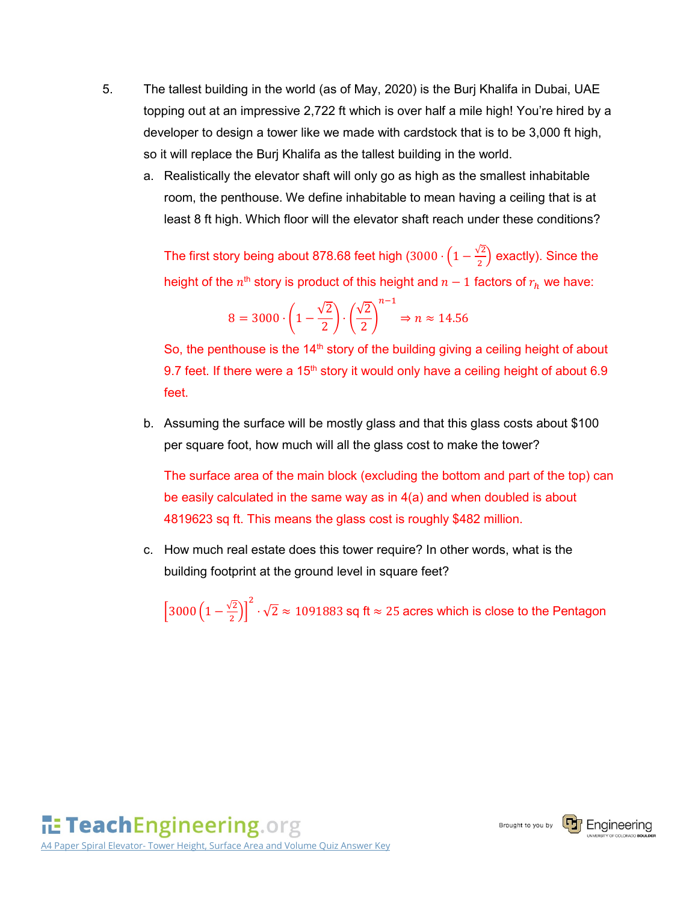5. The tallest building in the world (as of May, 2020) is the Burj Khalifa in Dubai, UAE topping out at an impressive 2,722 ft which is over half a mile high! You're hired by a developer to design a tower like we made with cardstock that is to be 3,000 ft high, so it will replace the Burj Khalifa as the tallest building in the world.

   a. Realistically the elevator shaft will only go as high as the smallest inhabitable room, the penthouse. We define inhabitable to mean having a ceiling that is at least 8 ft high. Which floor will the elevator shaft reach under these conditions?

      The first story being about 878.68 feet high ($3000 \cdot \left(1 - \frac{\sqrt{2}}{2}\right)$ exactly). Since the height of the $n^{\text{th}}$ story is product of this height and $n - 1$ factors of $r_h$ we have:

      $$8 = 3000 \cdot \left(1 - \frac{\sqrt{2}}{2}\right) \cdot \left(\frac{\sqrt{2}}{2}\right)^{n-1} \quad \Rightarrow n \approx 14.56$$

      So, the penthouse is the 14th story of the building giving a ceiling height of about 9.7 feet. If there were a 15th story it would only have a ceiling height of about 6.9 feet.

   b. Assuming the surface will be mostly glass and that this glass costs about $100 per square foot, how much will all the glass cost to make the tower?

      The surface area of the main block (excluding the bottom and part of the top) can be easily calculated in the same way as in 4(a) and when doubled is about 4819623 sq ft. This means the glass cost is roughly $482 million.

   c. How much real estate does this tower require? In other words, what is the building footprint at the ground level in square feet?

      $\left[3000\left(1 - \frac{\sqrt{2}}{2}\right)\right]^2 \cdot \sqrt{2} \approx 1091883$ sq ft $\approx 25$ acres which is close to the Pentagon